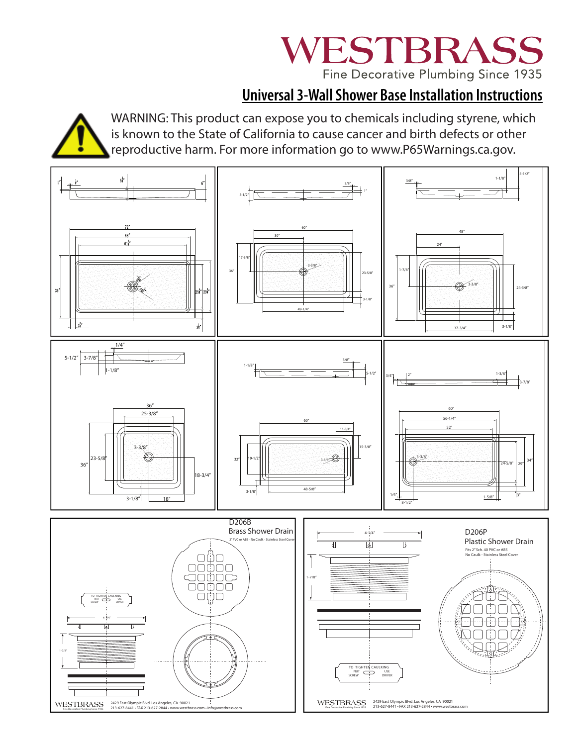# WESTBRASS

Fine Decorative Plumbing Since 1935

## Universal 3-Wall Shower Base Installation Instructions

WARNING: This product can expose you to chemicals including styrene, which is known to the State of California to cause cancer and birth defects or other reproductive harm. For more information go to www.P65Warnings.ca.gov.

### D206B
Brass Shower Drain

2" PVC or ABS - No Caulk - Stainless Steel Cover

TO TIGHTEN CAULKING NUT SCREW USE DRIVER

### D206P
Plastic Shower Drain

Fits 2" Sch. 40 PVC or ABS
No Caulk - Stainless Steel Cover

TO TIGHTEN CAULKING NUT SCREW USE DRIVER

WESTBRASS Fine Decorative Plumbing Since 1935 — 2429 East Olympic Blvd. Los Angeles, CA 90021 · 213-627-8441 • FAX 213-627-2844 • www.westbrass.com • info@westbrass.com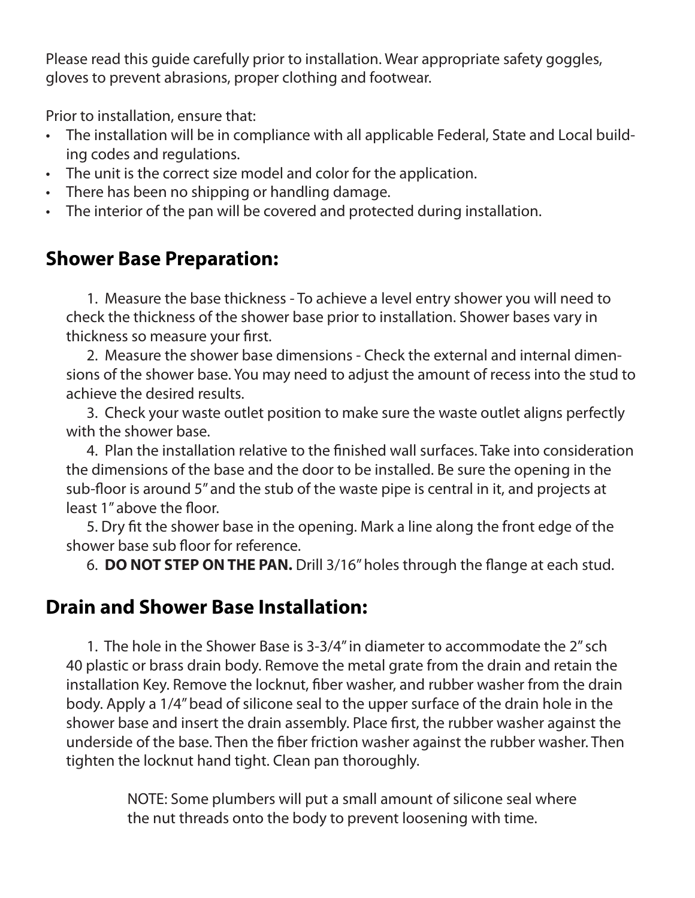Please read this guide carefully prior to installation. Wear appropriate safety goggles, gloves to prevent abrasions, proper clothing and footwear.

Prior to installation, ensure that:

- The installation will be in compliance with all applicable Federal, State and Local building codes and regulations.
- The unit is the correct size model and color for the application.
- There has been no shipping or handling damage.
- The interior of the pan will be covered and protected during installation.

## Shower Base Preparation:

1. Measure the base thickness - To achieve a level entry shower you will need to check the thickness of the shower base prior to installation. Shower bases vary in thickness so measure your first.
2. Measure the shower base dimensions - Check the external and internal dimensions of the shower base. You may need to adjust the amount of recess into the stud to achieve the desired results.
3. Check your waste outlet position to make sure the waste outlet aligns perfectly with the shower base.
4. Plan the installation relative to the finished wall surfaces. Take into consideration the dimensions of the base and the door to be installed. Be sure the opening in the sub-floor is around 5" and the stub of the waste pipe is central in it, and projects at least 1" above the floor.
5. Dry fit the shower base in the opening. Mark a line along the front edge of the shower base sub floor for reference.
6. **DO NOT STEP ON THE PAN.** Drill 3/16" holes through the flange at each stud.

## Drain and Shower Base Installation:

1. The hole in the Shower Base is 3-3/4" in diameter to accommodate the 2" sch 40 plastic or brass drain body. Remove the metal grate from the drain and retain the installation Key. Remove the locknut, fiber washer, and rubber washer from the drain body. Apply a 1/4" bead of silicone seal to the upper surface of the drain hole in the shower base and insert the drain assembly. Place first, the rubber washer against the underside of the base. Then the fiber friction washer against the rubber washer. Then tighten the locknut hand tight. Clean pan thoroughly.

   NOTE: Some plumbers will put a small amount of silicone seal where the nut threads onto the body to prevent loosening with time.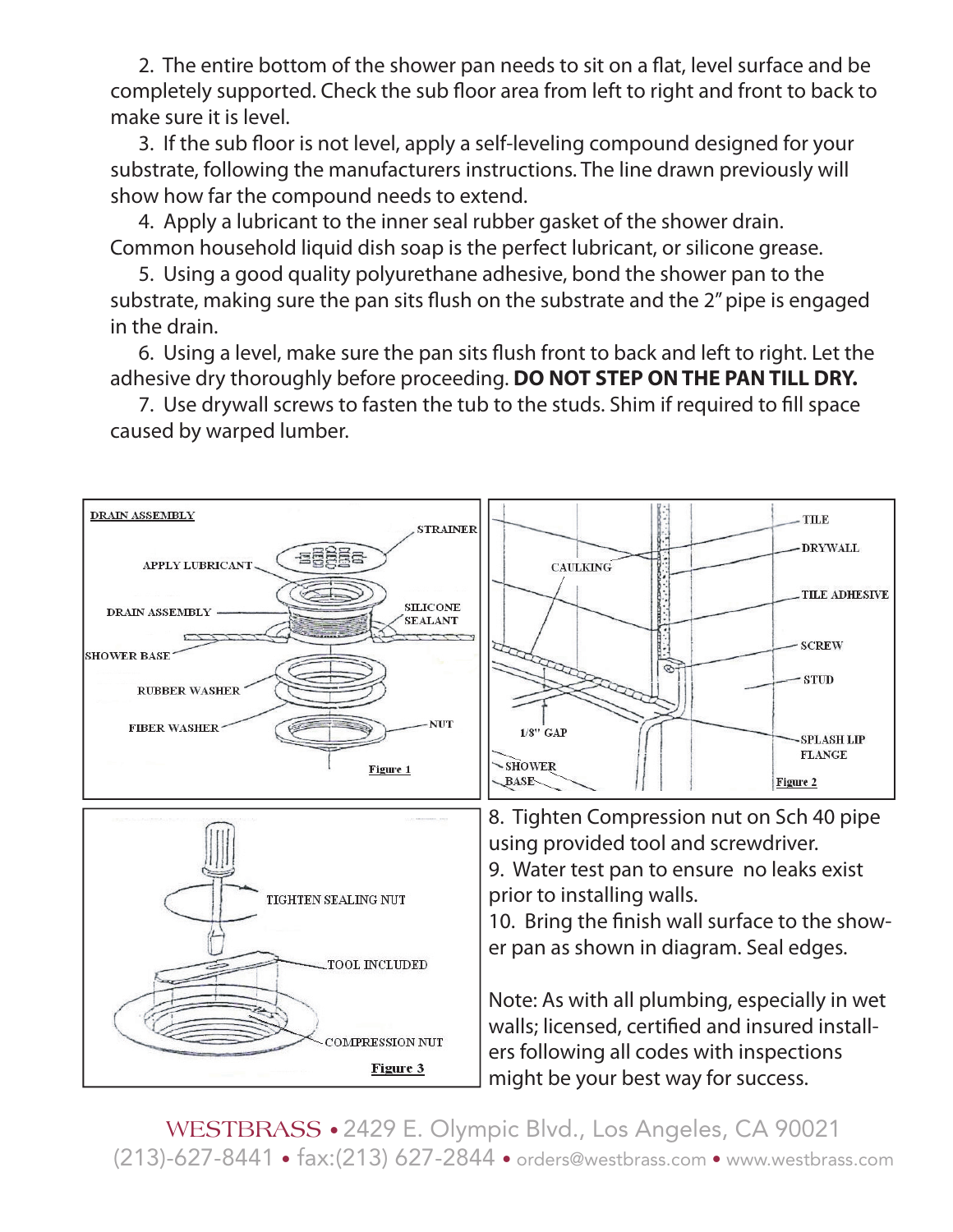2. The entire bottom of the shower pan needs to sit on a flat, level surface and be completely supported. Check the sub floor area from left to right and front to back to make sure it is level.

3. If the sub floor is not level, apply a self-leveling compound designed for your substrate, following the manufacturers instructions. The line drawn previously will show how far the compound needs to extend.

4. Apply a lubricant to the inner seal rubber gasket of the shower drain. Common household liquid dish soap is the perfect lubricant, or silicone grease.

5. Using a good quality polyurethane adhesive, bond the shower pan to the substrate, making sure the pan sits flush on the substrate and the 2" pipe is engaged in the drain.

6. Using a level, make sure the pan sits flush front to back and left to right. Let the adhesive dry thoroughly before proceeding. **DO NOT STEP ON THE PAN TILL DRY.**

7. Use drywall screws to fasten the tub to the studs. Shim if required to fill space caused by warped lumber.

DRAIN ASSEMBLY

STRAINER
APPLY LUBRICANT
DRAIN ASSEMBLY
SILICONE SEALANT
SHOWER BASE
RUBBER WASHER
FIBER WASHER
NUT

Figure 1

TILE
DRYWALL
CAULKING
TILE ADHESIVE
SCREW
STUD
1/8" GAP
SHOWER BASE
SPLASH LIP FLANGE

Figure 2

TIGHTEN SEALING NUT
TOOL INCLUDED
COMPRESSION NUT

Figure 3

8. Tighten Compression nut on Sch 40 pipe using provided tool and screwdriver.

9. Water test pan to ensure no leaks exist prior to installing walls.

10. Bring the finish wall surface to the shower pan as shown in diagram. Seal edges.

Note: As with all plumbing, especially in wet walls; licensed, certified and insured installers following all codes with inspections might be your best way for success.

WESTBRASS • 2429 E. Olympic Blvd., Los Angeles, CA 90021
(213)-627-8441 • fax:(213) 627-2844 • orders@westbrass.com • www.westbrass.com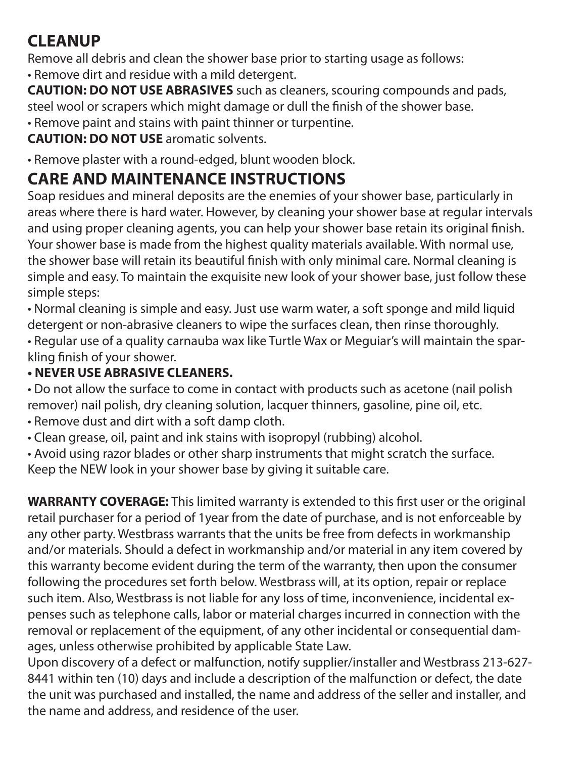## CLEANUP

Remove all debris and clean the shower base prior to starting usage as follows:

• Remove dirt and residue with a mild detergent.

**CAUTION: DO NOT USE ABRASIVES** such as cleaners, scouring compounds and pads, steel wool or scrapers which might damage or dull the finish of the shower base.

• Remove paint and stains with paint thinner or turpentine.

**CAUTION: DO NOT USE** aromatic solvents.

• Remove plaster with a round-edged, blunt wooden block.

## CARE AND MAINTENANCE INSTRUCTIONS

Soap residues and mineral deposits are the enemies of your shower base, particularly in areas where there is hard water. However, by cleaning your shower base at regular intervals and using proper cleaning agents, you can help your shower base retain its original finish. Your shower base is made from the highest quality materials available. With normal use, the shower base will retain its beautiful finish with only minimal care. Normal cleaning is simple and easy. To maintain the exquisite new look of your shower base, just follow these simple steps:

• Normal cleaning is simple and easy. Just use warm water, a soft sponge and mild liquid detergent or non-abrasive cleaners to wipe the surfaces clean, then rinse thoroughly.

• Regular use of a quality carnauba wax like Turtle Wax or Meguiar's will maintain the sparkling finish of your shower.

**• NEVER USE ABRASIVE CLEANERS.**

• Do not allow the surface to come in contact with products such as acetone (nail polish remover) nail polish, dry cleaning solution, lacquer thinners, gasoline, pine oil, etc.

• Remove dust and dirt with a soft damp cloth.

• Clean grease, oil, paint and ink stains with isopropyl (rubbing) alcohol.

• Avoid using razor blades or other sharp instruments that might scratch the surface.

Keep the NEW look in your shower base by giving it suitable care.

**WARRANTY COVERAGE:** This limited warranty is extended to this first user or the original retail purchaser for a period of 1year from the date of purchase, and is not enforceable by any other party. Westbrass warrants that the units be free from defects in workmanship and/or materials. Should a defect in workmanship and/or material in any item covered by this warranty become evident during the term of the warranty, then upon the consumer following the procedures set forth below. Westbrass will, at its option, repair or replace such item. Also, Westbrass is not liable for any loss of time, inconvenience, incidental expenses such as telephone calls, labor or material charges incurred in connection with the removal or replacement of the equipment, of any other incidental or consequential damages, unless otherwise prohibited by applicable State Law.

Upon discovery of a defect or malfunction, notify supplier/installer and Westbrass 213-627-8441 within ten (10) days and include a description of the malfunction or defect, the date the unit was purchased and installed, the name and address of the seller and installer, and the name and address, and residence of the user.